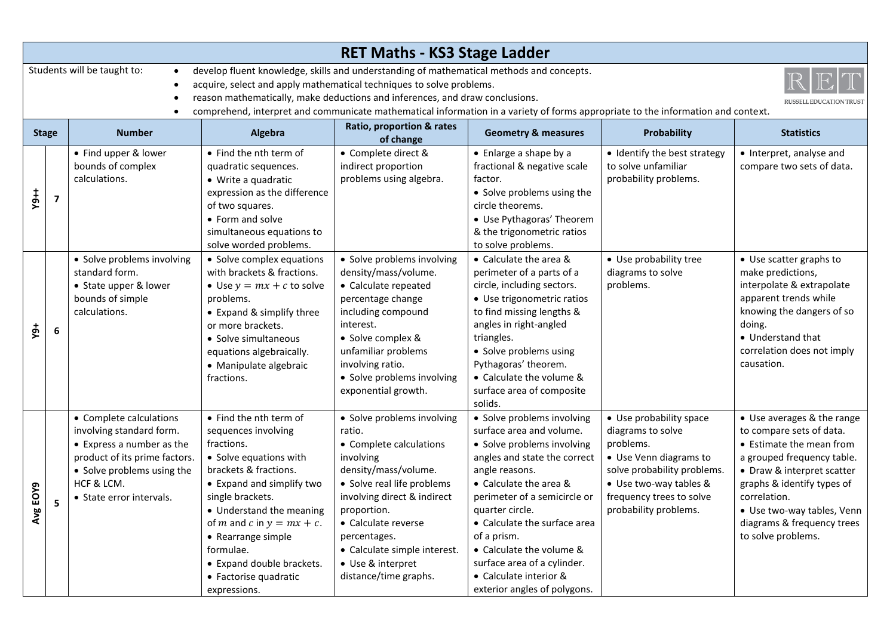# RET Maths - KS3 Stage Ladder

Students will be taught to:

- develop fluent knowledge, skills and understanding of mathematical methods and concepts.
- acquire, select and apply mathematical techniques to solve problems.
- reason mathematically, make deductions and inferences, and draw conclusions.
- comprehend, interpret and communicate mathematical information in a variety of forms appropriate to the information and context.

| Stage | | Number | Algebra | Ratio, proportion & rates of change | Geometry & measures | Probability | Statistics |
|---|---|---|---|---|---|---|---|
| Y9++ | 7 | • Find upper & lower bounds of complex calculations. | • Find the nth term of quadratic sequences.<br>• Write a quadratic expression as the difference of two squares.<br>• Form and solve simultaneous equations to solve worded problems. | • Complete direct & indirect proportion problems using algebra. | • Enlarge a shape by a fractional & negative scale factor.<br>• Solve problems using the circle theorems.<br>• Use Pythagoras' Theorem & the trigonometric ratios to solve problems. | • Identify the best strategy to solve unfamiliar probability problems. | • Interpret, analyse and compare two sets of data. |
| Y9+ | 6 | • Solve problems involving standard form.<br>• State upper & lower bounds of simple calculations. | • Solve complex equations with brackets & fractions.<br>• Use $y = mx + c$ to solve problems.<br>• Expand & simplify three or more brackets.<br>• Solve simultaneous equations algebraically.<br>• Manipulate algebraic fractions. | • Solve problems involving density/mass/volume.<br>• Calculate repeated percentage change including compound interest.<br>• Solve complex & unfamiliar problems involving ratio.<br>• Solve problems involving exponential growth. | • Calculate the area & perimeter of a parts of a circle, including sectors.<br>• Use trigonometric ratios to find missing lengths & angles in right-angled triangles.<br>• Solve problems using Pythagoras' theorem.<br>• Calculate the volume & surface area of composite solids. | • Use probability tree diagrams to solve problems. | • Use scatter graphs to make predictions, interpolate & extrapolate apparent trends while knowing the dangers of so doing.<br>• Understand that correlation does not imply causation. |
| Avg EOY9 | 5 | • Complete calculations involving standard form.<br>• Express a number as the product of its prime factors.<br>• Solve problems using the HCF & LCM.<br>• State error intervals. | • Find the nth term of sequences involving fractions.<br>• Solve equations with brackets & fractions.<br>• Expand and simplify two single brackets.<br>• Understand the meaning of $m$ and $c$ in $y = mx + c$.<br>• Rearrange simple formulae.<br>• Expand double brackets.<br>• Factorise quadratic expressions. | • Solve problems involving ratio.<br>• Complete calculations involving density/mass/volume.<br>• Solve real life problems involving direct & indirect proportion.<br>• Calculate reverse percentages.<br>• Calculate simple interest.<br>• Use & interpret distance/time graphs. | • Solve problems involving surface area and volume.<br>• Solve problems involving angles and state the correct angle reasons.<br>• Calculate the area & perimeter of a semicircle or quarter circle.<br>• Calculate the surface area of a prism.<br>• Calculate the volume & surface area of a cylinder.<br>• Calculate interior & exterior angles of polygons. | • Use probability space diagrams to solve problems.<br>• Use Venn diagrams to solve probability problems.<br>• Use two-way tables & frequency trees to solve probability problems. | • Use averages & the range to compare sets of data.<br>• Estimate the mean from a grouped frequency table.<br>• Draw & interpret scatter graphs & identify types of correlation.<br>• Use two-way tables, Venn diagrams & frequency trees to solve problems. |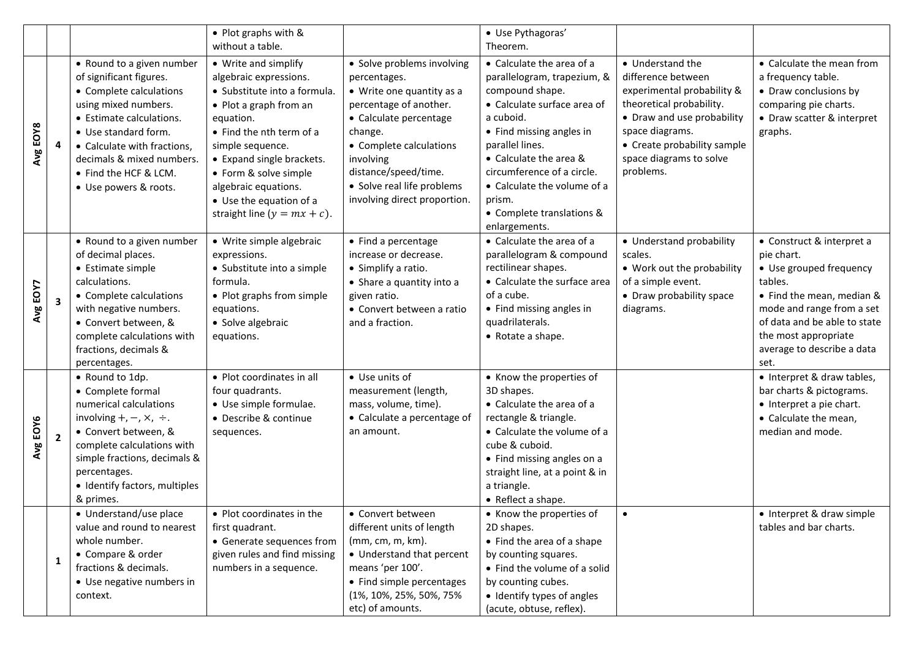| | | | | | | | |
|---|---|---|---|---|---|---|---|
| | | | • Plot graphs with & without a table. | | • Use Pythagoras' Theorem. | | |
| Avg EOY8 | 4 | • Round to a given number of significant figures. • Complete calculations using mixed numbers. • Estimate calculations. • Use standard form. • Calculate with fractions, decimals & mixed numbers. • Find the HCF & LCM. • Use powers & roots. | • Write and simplify algebraic expressions. • Substitute into a formula. • Plot a graph from an equation. • Find the nth term of a simple sequence. • Expand single brackets. • Form & solve simple algebraic equations. • Use the equation of a straight line ($y = mx + c$). | • Solve problems involving percentages. • Write one quantity as a percentage of another. • Calculate percentage change. • Complete calculations involving distance/speed/time. • Solve real life problems involving direct proportion. | • Calculate the area of a parallelogram, trapezium, & compound shape. • Calculate surface area of a cuboid. • Find missing angles in parallel lines. • Calculate the area & circumference of a circle. • Calculate the volume of a prism. • Complete translations & enlargements. | • Understand the difference between experimental probability & theoretical probability. • Draw and use probability space diagrams. • Create probability sample space diagrams to solve problems. | • Calculate the mean from a frequency table. • Draw conclusions by comparing pie charts. • Draw scatter & interpret graphs. |
| Avg EOY7 | 3 | • Round to a given number of decimal places. • Estimate simple calculations. • Complete calculations with negative numbers. • Convert between, & complete calculations with fractions, decimals & percentages. | • Write simple algebraic expressions. • Substitute into a simple formula. • Plot graphs from simple equations. • Solve algebraic equations. | • Find a percentage increase or decrease. • Simplify a ratio. • Share a quantity into a given ratio. • Convert between a ratio and a fraction. | • Calculate the area of a parallelogram & compound rectilinear shapes. • Calculate the surface area of a cube. • Find missing angles in quadrilaterals. • Rotate a shape. | • Understand probability scales. • Work out the probability of a simple event. • Draw probability space diagrams. | • Construct & interpret a pie chart. • Use grouped frequency tables. • Find the mean, median & mode and range from a set of data and be able to state the most appropriate average to describe a data set. |
| Avg EOY6 | 2 | • Round to 1dp. • Complete formal numerical calculations involving $+, -, \times, \div$. • Convert between, & complete calculations with simple fractions, decimals & percentages. • Identify factors, multiples & primes. | • Plot coordinates in all four quadrants. • Use simple formulae. • Describe & continue sequences. | • Use units of measurement (length, mass, volume, time). • Calculate a percentage of an amount. | • Know the properties of 3D shapes. • Calculate the area of a rectangle & triangle. • Calculate the volume of a cube & cuboid. • Find missing angles on a straight line, at a point & in a triangle. • Reflect a shape. | | • Interpret & draw tables, bar charts & pictograms. • Interpret a pie chart. • Calculate the mean, median and mode. |
| | 1 | • Understand/use place value and round to nearest whole number. • Compare & order fractions & decimals. • Use negative numbers in context. | • Plot coordinates in the first quadrant. • Generate sequences from given rules and find missing numbers in a sequence. | • Convert between different units of length (mm, cm, m, km). • Understand that percent means 'per 100'. • Find simple percentages (1%, 10%, 25%, 50%, 75% etc) of amounts. | • Know the properties of 2D shapes. • Find the area of a shape by counting squares. • Find the volume of a solid by counting cubes. • Identify types of angles (acute, obtuse, reflex). | • | • Interpret & draw simple tables and bar charts. |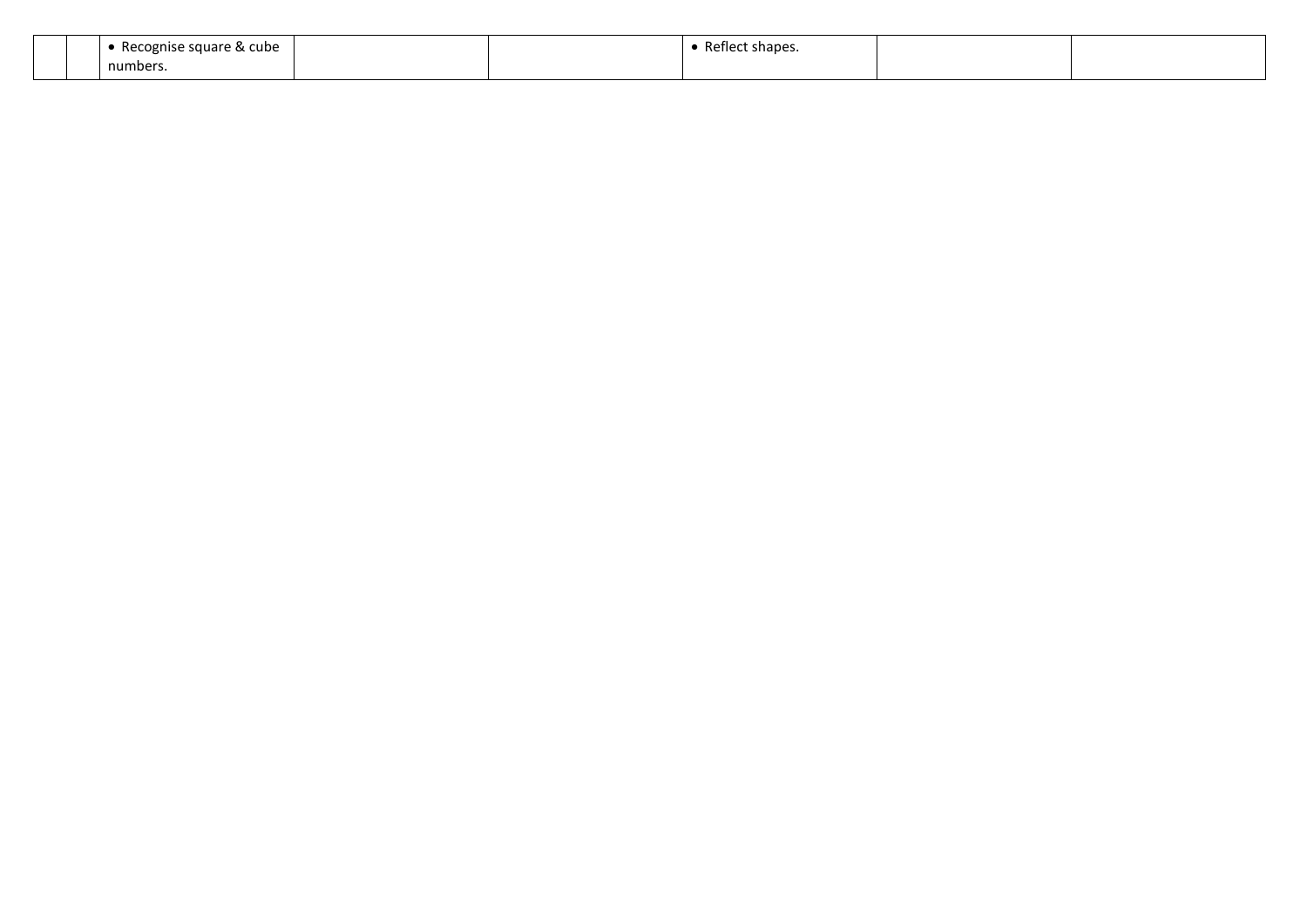| | | | | | | | |
|---|---|---|---|---|---|---|---|
| | | • Recognise square & cube numbers. | | | • Reflect shapes. | | |